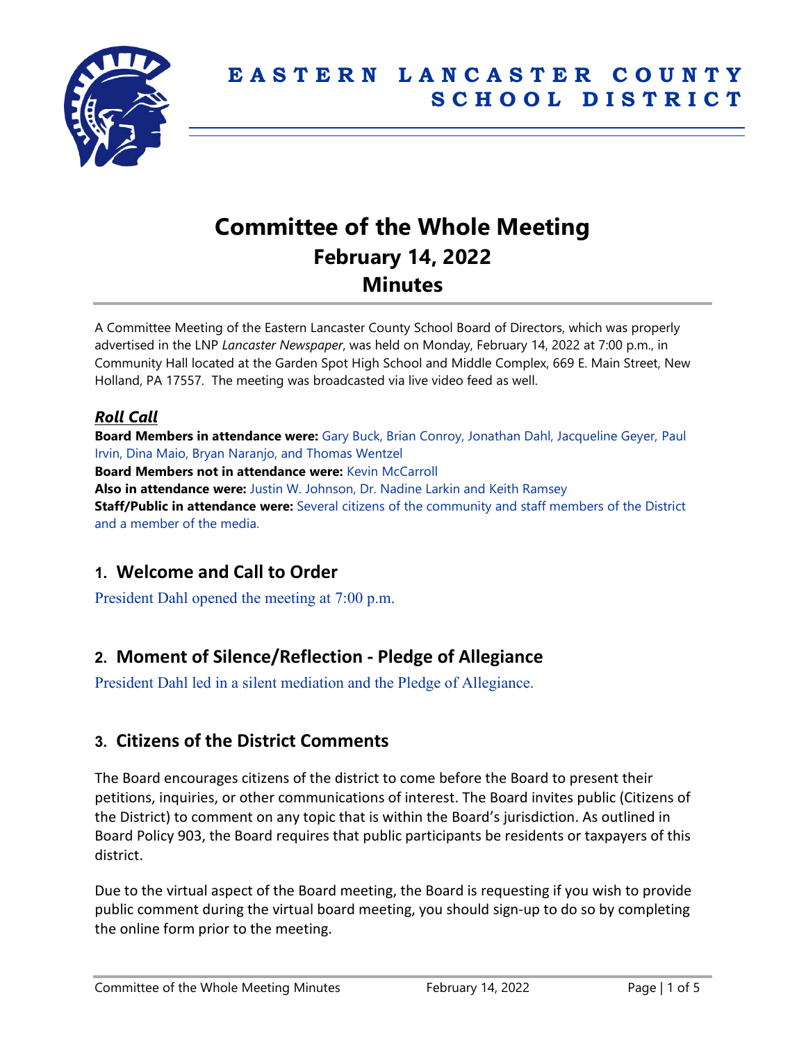# EASTERN LANCASTER COUNTY SCHOOL DISTRICT

# Committee of the Whole Meeting
## February 14, 2022
## Minutes

A Committee Meeting of the Eastern Lancaster County School Board of Directors, which was properly advertised in the LNP *Lancaster Newspaper*, was held on Monday, February 14, 2022 at 7:00 p.m., in Community Hall located at the Garden Spot High School and Middle Complex, 669 E. Main Street, New Holland, PA 17557. The meeting was broadcasted via live video feed as well.

### *Roll Call*

**Board Members in attendance were:** Gary Buck, Brian Conroy, Jonathan Dahl, Jacqueline Geyer, Paul Irvin, Dina Maio, Bryan Naranjo, and Thomas Wentzel
**Board Members not in attendance were:** Kevin McCarroll
**Also in attendance were:** Justin W. Johnson, Dr. Nadine Larkin and Keith Ramsey
**Staff/Public in attendance were:** Several citizens of the community and staff members of the District and a member of the media.

## 1. Welcome and Call to Order

President Dahl opened the meeting at 7:00 p.m.

## 2. Moment of Silence/Reflection - Pledge of Allegiance

President Dahl led in a silent mediation and the Pledge of Allegiance.

## 3. Citizens of the District Comments

The Board encourages citizens of the district to come before the Board to present their petitions, inquiries, or other communications of interest. The Board invites public (Citizens of the District) to comment on any topic that is within the Board's jurisdiction. As outlined in Board Policy 903, the Board requires that public participants be residents or taxpayers of this district.

Due to the virtual aspect of the Board meeting, the Board is requesting if you wish to provide public comment during the virtual board meeting, you should sign-up to do so by completing the online form prior to the meeting.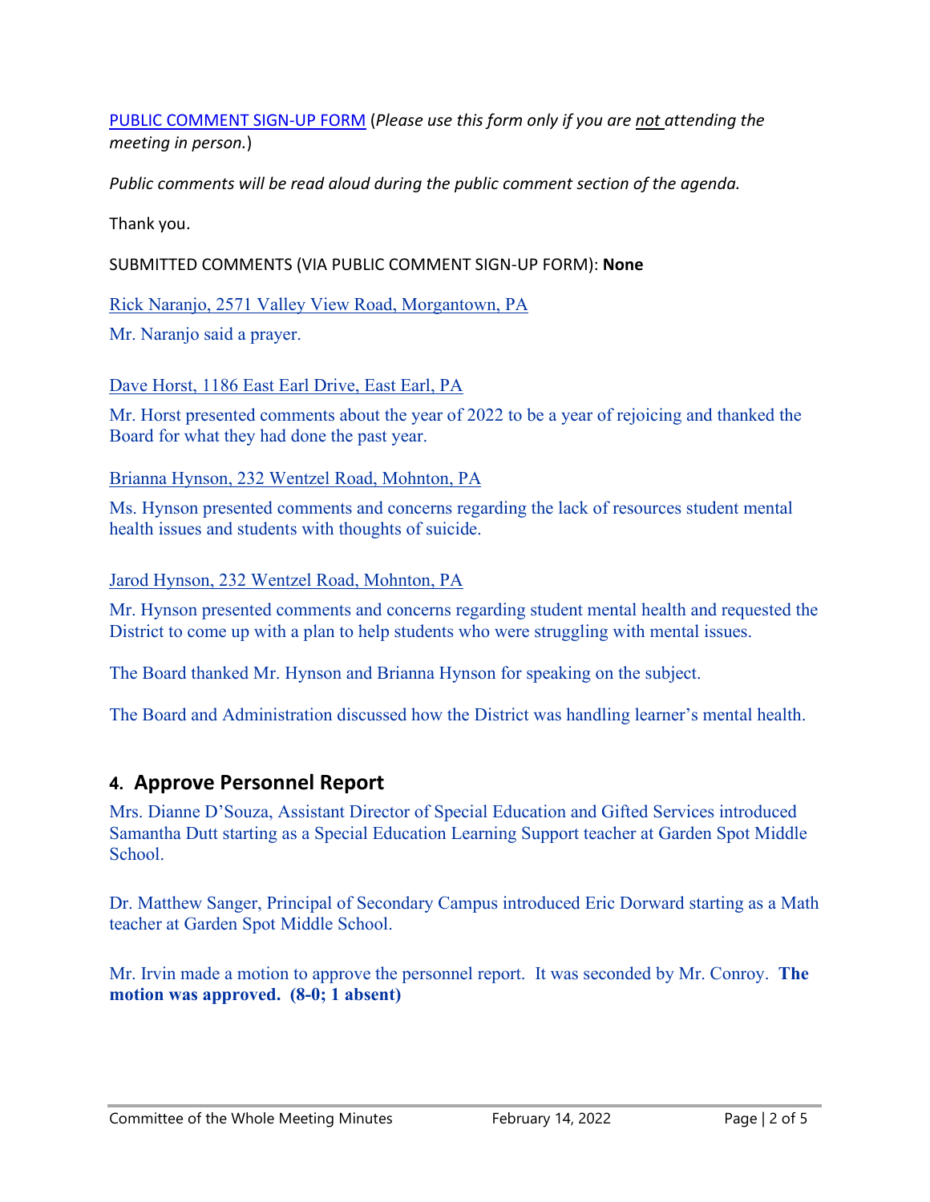PUBLIC COMMENT SIGN-UP FORM (*Please use this form only if you are not attending the meeting in person.*)

*Public comments will be read aloud during the public comment section of the agenda.*

Thank you.

SUBMITTED COMMENTS (VIA PUBLIC COMMENT SIGN-UP FORM): **None**

Rick Naranjo, 2571 Valley View Road, Morgantown, PA

Mr. Naranjo said a prayer.

Dave Horst, 1186 East Earl Drive, East Earl, PA

Mr. Horst presented comments about the year of 2022 to be a year of rejoicing and thanked the Board for what they had done the past year.

Brianna Hynson, 232 Wentzel Road, Mohnton, PA

Ms. Hynson presented comments and concerns regarding the lack of resources student mental health issues and students with thoughts of suicide.

Jarod Hynson, 232 Wentzel Road, Mohnton, PA

Mr. Hynson presented comments and concerns regarding student mental health and requested the District to come up with a plan to help students who were struggling with mental issues.

The Board thanked Mr. Hynson and Brianna Hynson for speaking on the subject.

The Board and Administration discussed how the District was handling learner's mental health.

## 4. Approve Personnel Report

Mrs. Dianne D'Souza, Assistant Director of Special Education and Gifted Services introduced Samantha Dutt starting as a Special Education Learning Support teacher at Garden Spot Middle School.

Dr. Matthew Sanger, Principal of Secondary Campus introduced Eric Dorward starting as a Math teacher at Garden Spot Middle School.

Mr. Irvin made a motion to approve the personnel report. It was seconded by Mr. Conroy. **The motion was approved. (8-0; 1 absent)**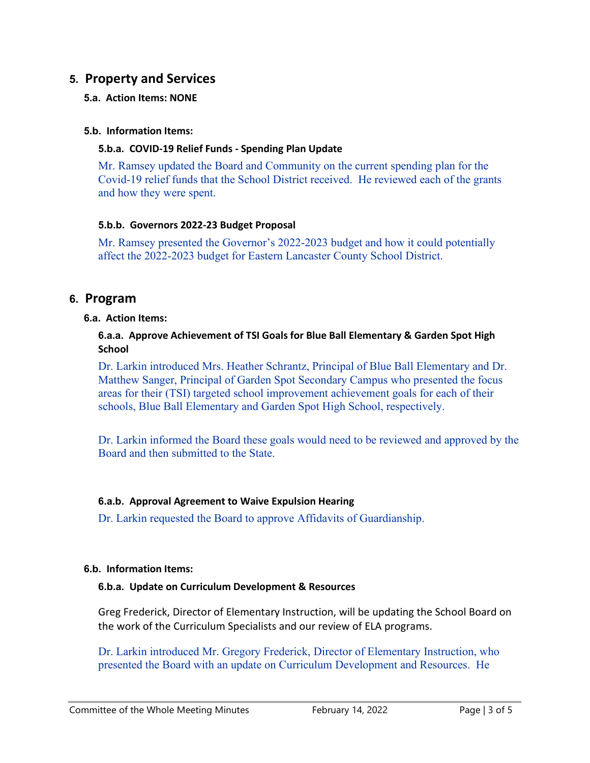## 5. Property and Services

### 5.a. Action Items: NONE

### 5.b. Information Items:

#### 5.b.a. COVID-19 Relief Funds - Spending Plan Update

Mr. Ramsey updated the Board and Community on the current spending plan for the Covid-19 relief funds that the School District received. He reviewed each of the grants and how they were spent.

#### 5.b.b. Governors 2022-23 Budget Proposal

Mr. Ramsey presented the Governor's 2022-2023 budget and how it could potentially affect the 2022-2023 budget for Eastern Lancaster County School District.

## 6. Program

### 6.a. Action Items:

#### 6.a.a. Approve Achievement of TSI Goals for Blue Ball Elementary & Garden Spot High School

Dr. Larkin introduced Mrs. Heather Schrantz, Principal of Blue Ball Elementary and Dr. Matthew Sanger, Principal of Garden Spot Secondary Campus who presented the focus areas for their (TSI) targeted school improvement achievement goals for each of their schools, Blue Ball Elementary and Garden Spot High School, respectively.

Dr. Larkin informed the Board these goals would need to be reviewed and approved by the Board and then submitted to the State.

#### 6.a.b. Approval Agreement to Waive Expulsion Hearing

Dr. Larkin requested the Board to approve Affidavits of Guardianship.

### 6.b. Information Items:

#### 6.b.a. Update on Curriculum Development & Resources

Greg Frederick, Director of Elementary Instruction, will be updating the School Board on the work of the Curriculum Specialists and our review of ELA programs.

Dr. Larkin introduced Mr. Gregory Frederick, Director of Elementary Instruction, who presented the Board with an update on Curriculum Development and Resources. He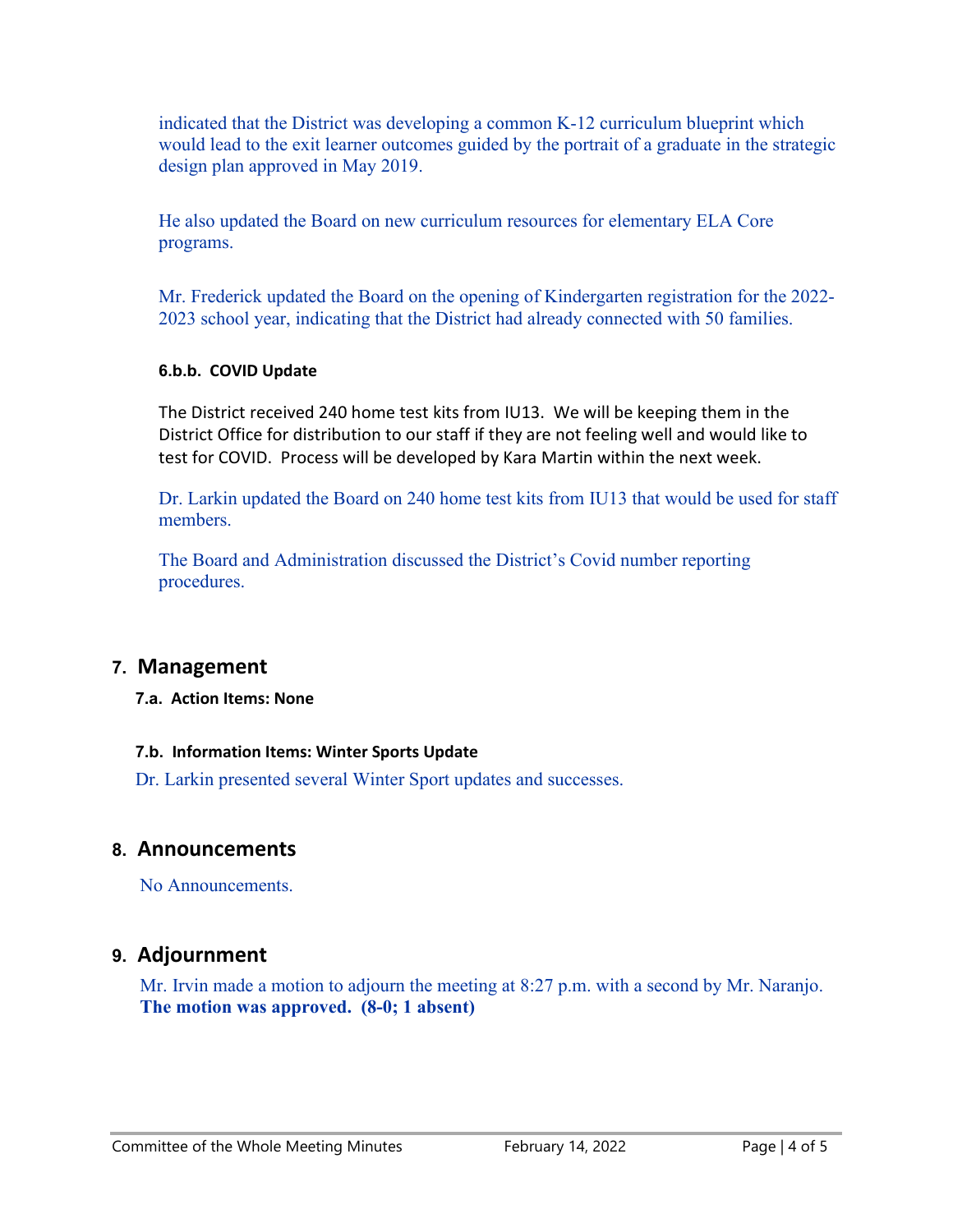indicated that the District was developing a common K-12 curriculum blueprint which would lead to the exit learner outcomes guided by the portrait of a graduate in the strategic design plan approved in May 2019.

He also updated the Board on new curriculum resources for elementary ELA Core programs.

Mr. Frederick updated the Board on the opening of Kindergarten registration for the 2022-2023 school year, indicating that the District had already connected with 50 families.

#### 6.b.b. COVID Update

The District received 240 home test kits from IU13. We will be keeping them in the District Office for distribution to our staff if they are not feeling well and would like to test for COVID. Process will be developed by Kara Martin within the next week.

Dr. Larkin updated the Board on 240 home test kits from IU13 that would be used for staff members.

The Board and Administration discussed the District's Covid number reporting procedures.

## 7. Management

#### 7.a. Action Items: None

#### 7.b. Information Items: Winter Sports Update

Dr. Larkin presented several Winter Sport updates and successes.

## 8. Announcements

No Announcements.

## 9. Adjournment

Mr. Irvin made a motion to adjourn the meeting at 8:27 p.m. with a second by Mr. Naranjo. **The motion was approved. (8-0; 1 absent)**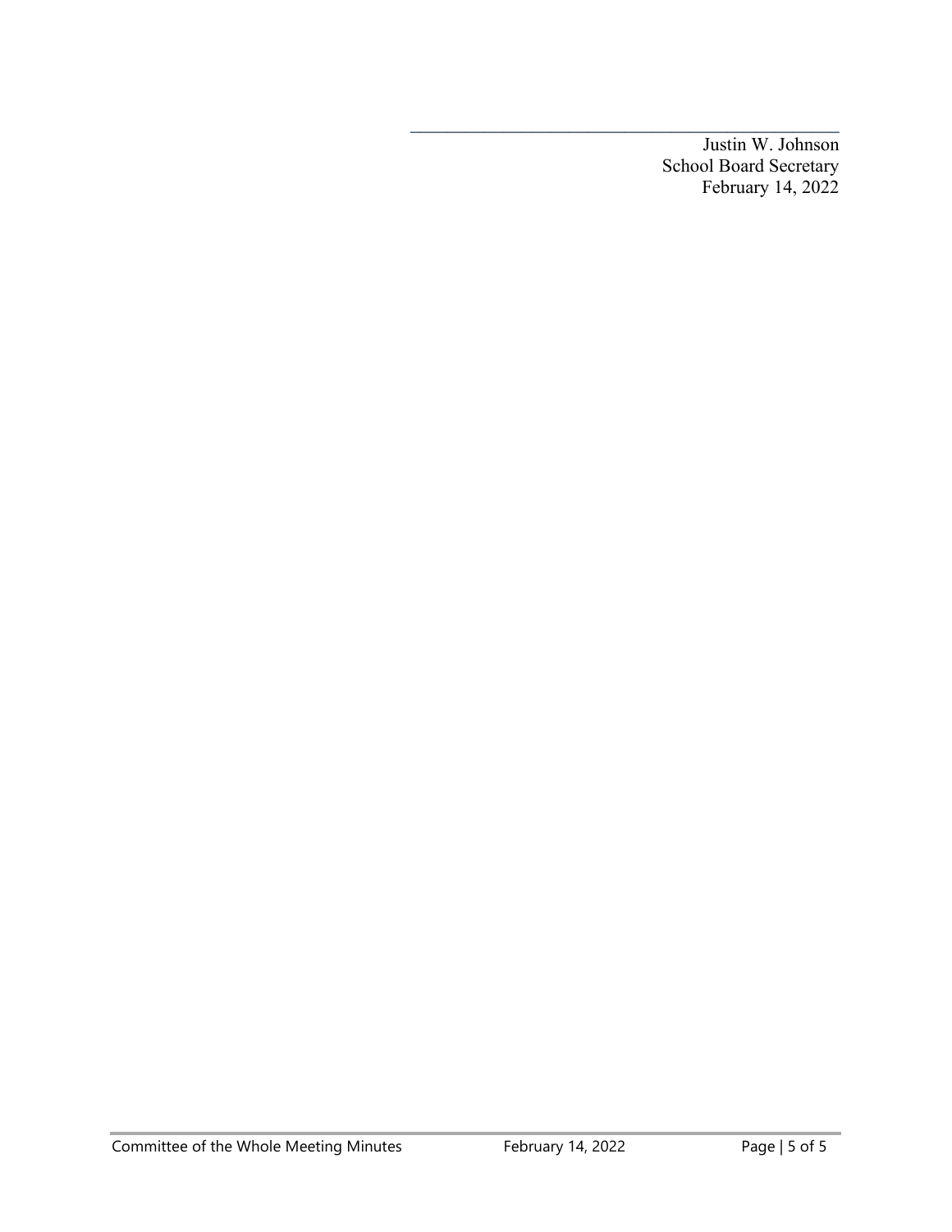\_\_\_\_\_\_\_\_\_\_\_\_\_\_\_\_\_\_\_\_\_\_\_\_\_\_\_\_\_\_\_\_\_\_\_\_\_\_\_\_

Justin W. Johnson
School Board Secretary
February 14, 2022